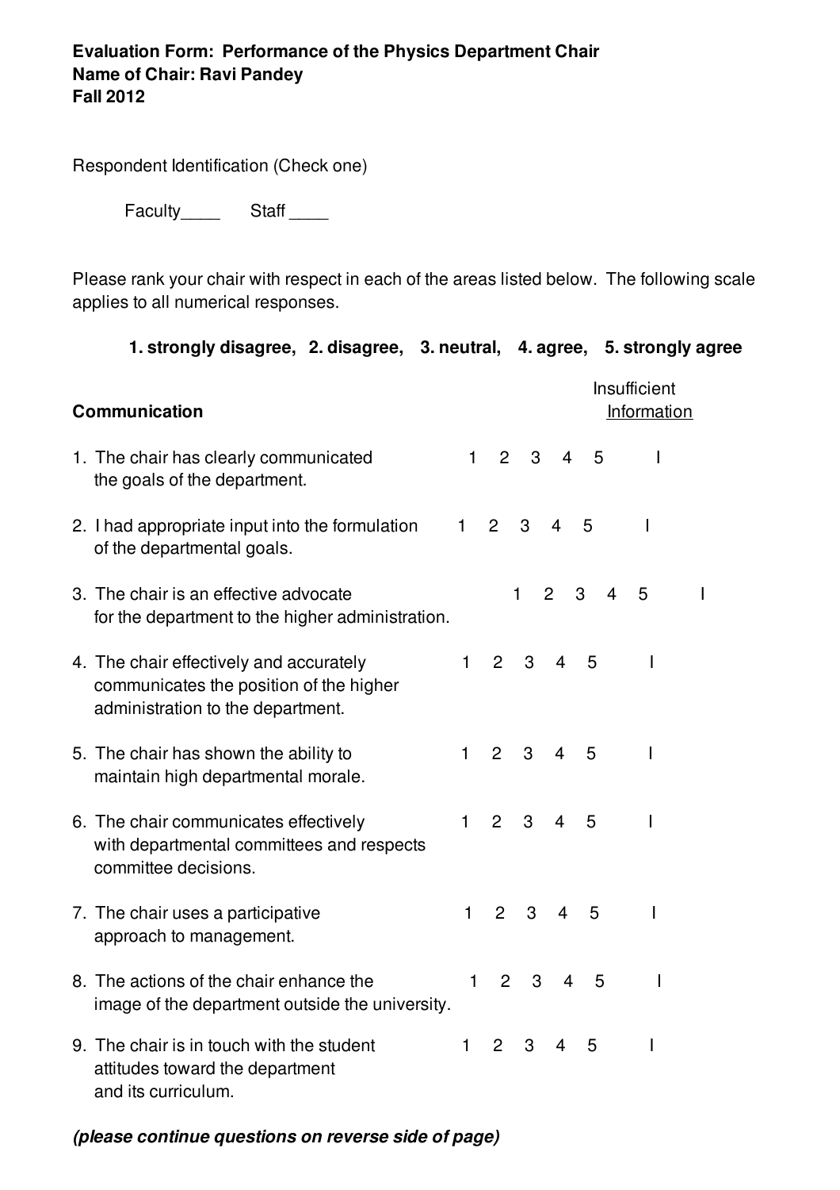**Evaluation Form: Performance of the Physics Department Chair**
**Name of Chair: Ravi Pandey**
**Fall 2012**

Respondent Identification (Check one)

Faculty____ Staff ____

Please rank your chair with respect in each of the areas listed below. The following scale applies to all numerical responses.

**1. strongly disagree, 2. disagree, 3. neutral, 4. agree, 5. strongly agree**

| **Communication** | | | | | | Insufficient Information |
|---|---|---|---|---|---|---|
| 1. The chair has clearly communicated the goals of the department. | 1 | 2 | 3 | 4 | 5 | I |
| 2. I had appropriate input into the formulation of the departmental goals. | 1 | 2 | 3 | 4 | 5 | I |
| 3. The chair is an effective advocate for the department to the higher administration. | 1 | 2 | 3 | 4 | 5 | I |
| 4. The chair effectively and accurately communicates the position of the higher administration to the department. | 1 | 2 | 3 | 4 | 5 | I |
| 5. The chair has shown the ability to maintain high departmental morale. | 1 | 2 | 3 | 4 | 5 | I |
| 6. The chair communicates effectively with departmental committees and respects committee decisions. | 1 | 2 | 3 | 4 | 5 | I |
| 7. The chair uses a participative approach to management. | 1 | 2 | 3 | 4 | 5 | I |
| 8. The actions of the chair enhance the image of the department outside the university. | 1 | 2 | 3 | 4 | 5 | I |
| 9. The chair is in touch with the student attitudes toward the department and its curriculum. | 1 | 2 | 3 | 4 | 5 | I |

***(please continue questions on reverse side of page)***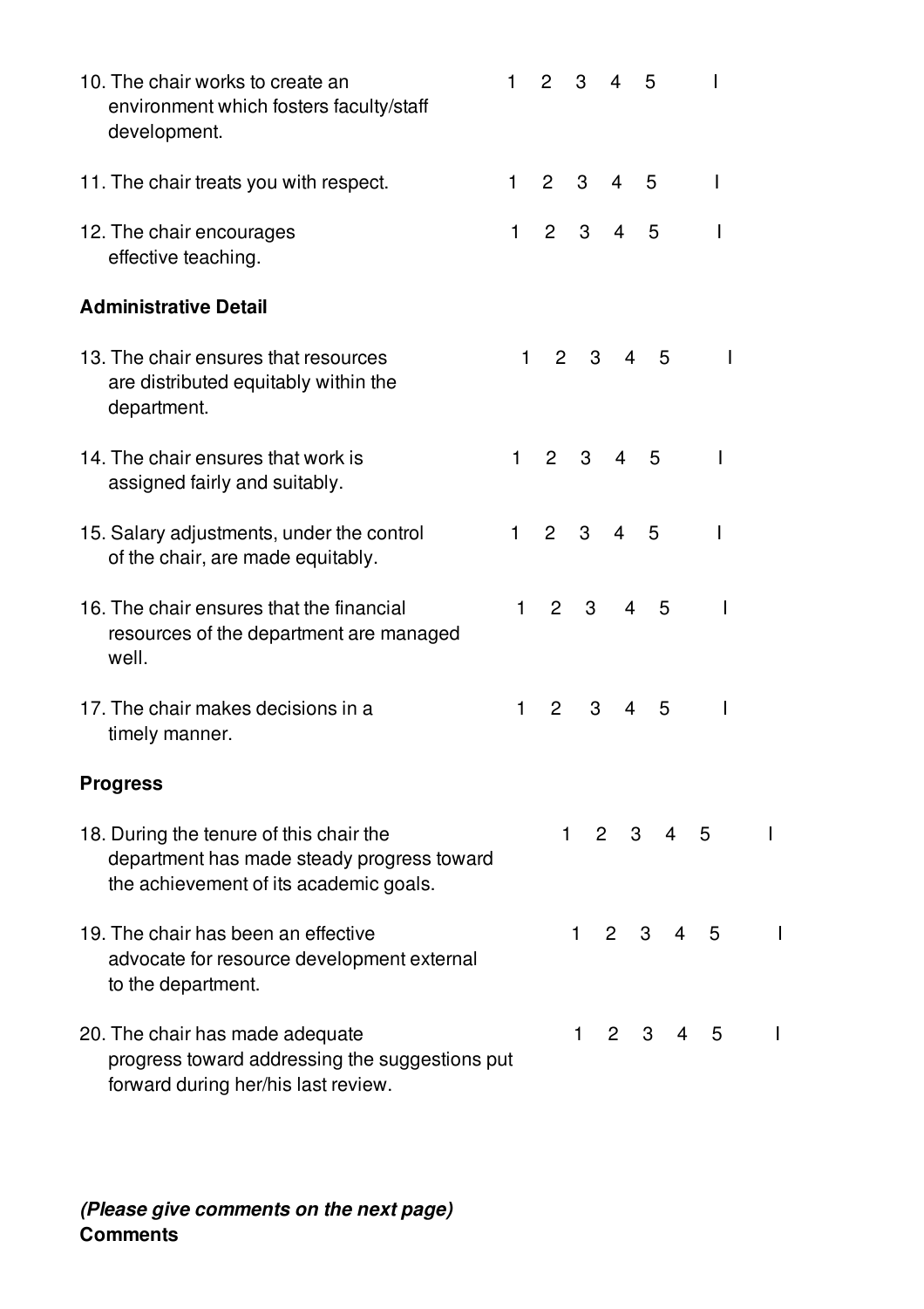10. The chair works to create an environment which fosters faculty/staff development. 1 2 3 4 5 I

11. The chair treats you with respect. 1 2 3 4 5 I

12. The chair encourages effective teaching. 1 2 3 4 5 I

**Administrative Detail**

13. The chair ensures that resources are distributed equitably within the department. 1 2 3 4 5 I

14. The chair ensures that work is assigned fairly and suitably. 1 2 3 4 5 I

15. Salary adjustments, under the control of the chair, are made equitably. 1 2 3 4 5 I

16. The chair ensures that the financial resources of the department are managed well. 1 2 3 4 5 I

17. The chair makes decisions in a timely manner. 1 2 3 4 5 I

**Progress**

18. During the tenure of this chair the department has made steady progress toward the achievement of its academic goals. 1 2 3 4 5 I

19. The chair has been an effective advocate for resource development external to the department. 1 2 3 4 5 I

20. The chair has made adequate progress toward addressing the suggestions put forward during her/his last review. 1 2 3 4 5 I

***(Please give comments on the next page)***

**Comments**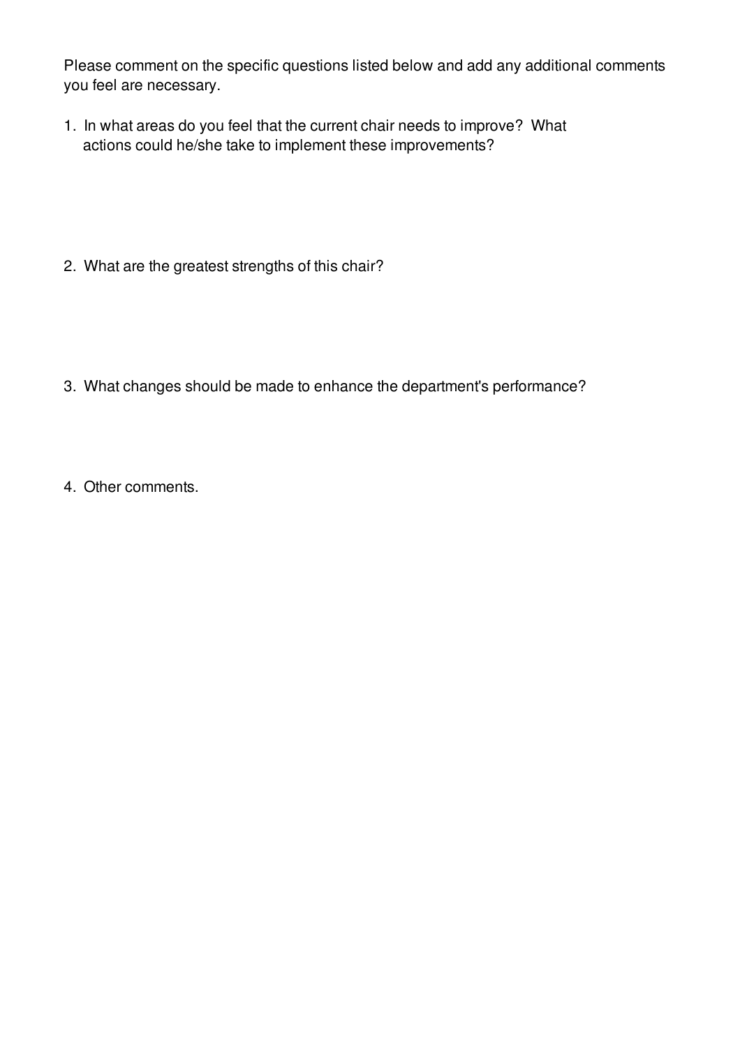Please comment on the specific questions listed below and add any additional comments you feel are necessary.

1. In what areas do you feel that the current chair needs to improve? What actions could he/she take to implement these improvements?

2. What are the greatest strengths of this chair?

3. What changes should be made to enhance the department's performance?

4. Other comments.